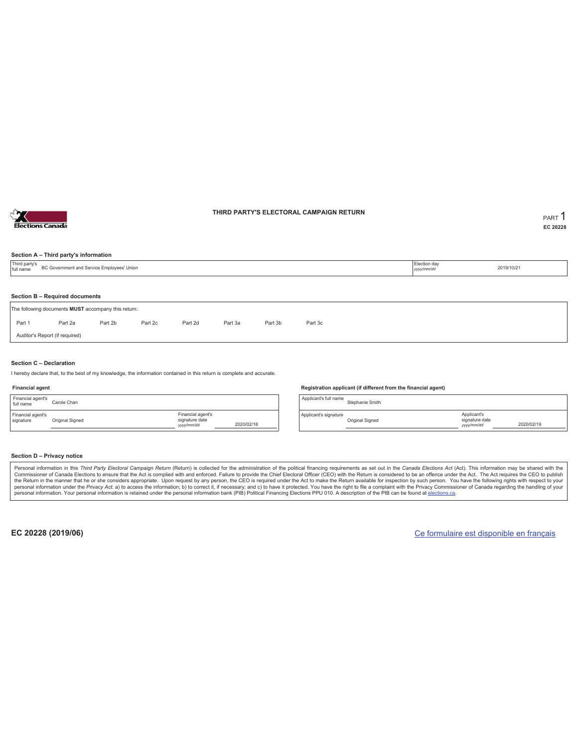# THIRD PARTY'S ELECTORAL CAMPAIGN RETURN

PART 1

EC 20228

### Section A – Third party's information

| Third party's full name | BC Government and Service Employees' Union | Election day *yyyy/mm/dd* | 2019/10/21 |
|---|---|---|---|

### Section B – Required documents

The following documents **MUST** accompany this return:

| Part 1 | Part 2a | Part 2b | Part 2c | Part 2d | Part 3a | Part 3b | Part 3c |
|---|---|---|---|---|---|---|---|

Auditor's Report (if required)

### Section C – Declaration

I hereby declare that, to the best of my knowledge, the information contained in this return is complete and accurate.

**Financial agent**

| Financial agent's full name | Carole Chan | | |
|---|---|---|---|
| Financial agent's signature | Original Signed | Financial agent's signature date *yyyy/mm/dd* | 2020/02/18 |

**Registration applicant (if different from the financial agent)**

| Applicant's full name | Stephanie Smith | | |
|---|---|---|---|
| Applicant's signature | Original Signed | Applicant's signature date *yyyy/mm/dd* | 2020/02/19 |

### Section D – Privacy notice

Personal information in this *Third Party Electoral Campaign Return* (Return) is collected for the administration of the political financing requirements as set out in the *Canada Elections Act* (Act). This information may be shared with the Commissioner of Canada Elections to ensure that the Act is complied with and enforced. Failure to provide the Chief Electoral Officer (CEO) with the Return is considered to be an offence under the Act. The Act requires the CEO to publish the Return in the manner that he or she considers appropriate. Upon request by any person, the CEO is required under the Act to make the Return available for inspection by such person. You have the following rights with respect to your personal information under the *Privacy Act*: a) to access the information; b) to correct it, if necessary; and c) to have it protected. You have the right to file a complaint with the Privacy Commissioner of Canada regarding the handling of your personal information. Your personal information is retained under the personal information bank (PIB) Political Financing Elections PPU 010. A description of the PIB can be found at elections.ca.

**EC 20228 (2019/06)**

Ce formulaire est disponible en français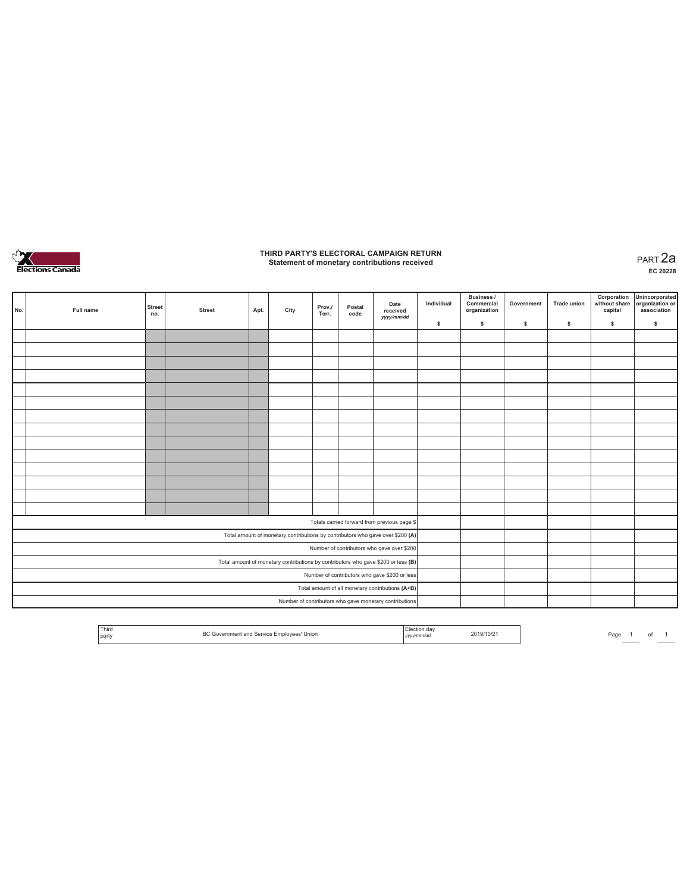# THIRD PARTY'S ELECTORAL CAMPAIGN RETURN

## Statement of monetary contributions received

PART 2a

EC 20228

| No. | Full name | Street no. | Street | Apt. | City | Prov./ Terr. | Postal code | Date received yyyy/mm/dd | Individual $ | Business / Commercial organization $ | Government $ | Trade union $ | Corporation without share capital $ | Unincorporated organization or association $ |
|---|---|---|---|---|---|---|---|---|---|---|---|---|---|---|
| | | | | | | | | | | | | | | |
| | | | | | | | | | | | | | | |
| | | | | | | | | | | | | | | |
| | | | | | | | | | | | | | | |
| | | | | | | | | | | | | | | |
| | | | | | | | | | | | | | | |
| | | | | | | | | | | | | | | |
| | | | | | | | | | | | | | | |
| | | | | | | | | | | | | | | |
| | | | | | | | | | | | | | | |
| | | | | | | | | | | | | | | |
| | | | | | | | | | | | | | | |
| | | | | | | | | | | | | | | |
| | | | | | | | | | | | | | | |
| Totals carried forward from previous page $ | | | | | | | | | | | | | | |
| Total amount of monetary contributions by contributors who gave over $200 (A) | | | | | | | | | | | | | | |
| Number of contributors who gave over $200 | | | | | | | | | | | | | | |
| Total amount of monetary contributions by contributors who gave $200 or less (B) | | | | | | | | | | | | | | |
| Number of contributors who gave $200 or less | | | | | | | | | | | | | | |
| Total amount of all monetary contributions (A+B) | | | | | | | | | | | | | | |
| Number of contributors who gave monetary contributions | | | | | | | | | | | | | | |

| Third party | BC Government and Service Employees' Union | Election day yyyy/mm/dd | 2019/10/21 |
|---|---|---|---|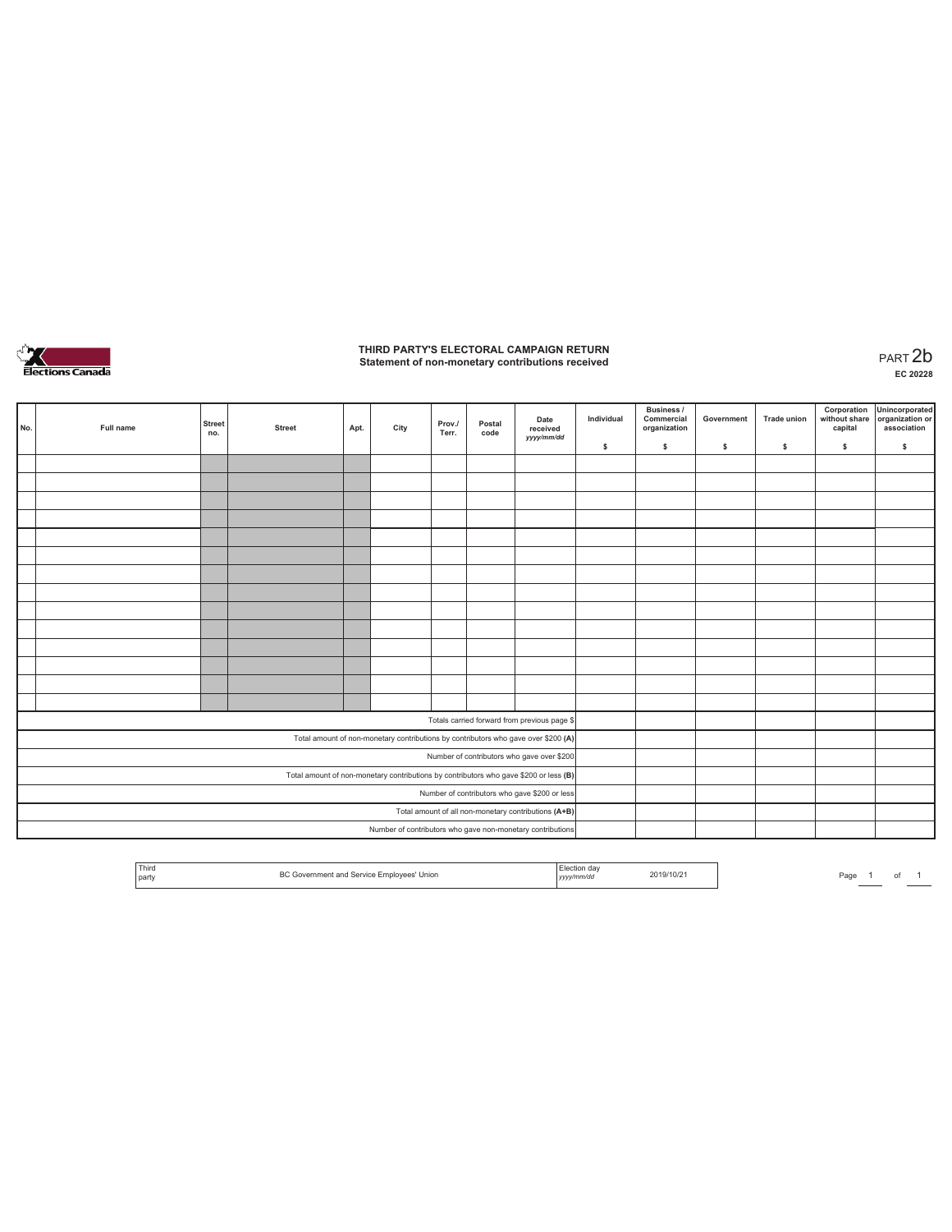# THIRD PARTY'S ELECTORAL CAMPAIGN RETURN

## Statement of non-monetary contributions received

PART 2b

EC 20228

| No. | Full name | Street no. | Street | Apt. | City | Prov./ Terr. | Postal code | Date received yyyy/mm/dd | Individual $ | Business / Commercial organization $ | Government $ | Trade union $ | Corporation without share capital $ | Unincorporated organization or association $ |
|---|---|---|---|---|---|---|---|---|---|---|---|---|---|---|
| | | | | | | | | | | | | | | |
| | | | | | | | | | | | | | | |
| | | | | | | | | | | | | | | |
| | | | | | | | | | | | | | | |
| | | | | | | | | | | | | | | |
| | | | | | | | | | | | | | | |
| | | | | | | | | | | | | | | |
| | | | | | | | | | | | | | | |
| | | | | | | | | | | | | | | |
| | | | | | | | | | | | | | | |
| | | | | | | | | | | | | | | |
| | | | | | | | | | | | | | | |
| | | | | | | | | | | | | | | |
| | | | | | | | | | | | | | | |
| Totals carried forward from previous page $ | | | | | | | | | | | | | | |
| Total amount of non-monetary contributions by contributors who gave over $200 (A) | | | | | | | | | | | | | | |
| Number of contributors who gave over $200 | | | | | | | | | | | | | | |
| Total amount of non-monetary contributions by contributors who gave $200 or less (B) | | | | | | | | | | | | | | |
| Number of contributors who gave $200 or less | | | | | | | | | | | | | | |
| Total amount of all non-monetary contributions (A+B) | | | | | | | | | | | | | | |
| Number of contributors who gave non-monetary contributions | | | | | | | | | | | | | | |

| Third party | BC Government and Service Employees' Union | Election day yyyy/mm/dd | 2019/10/21 |
|---|---|---|---|

Page 1 of 1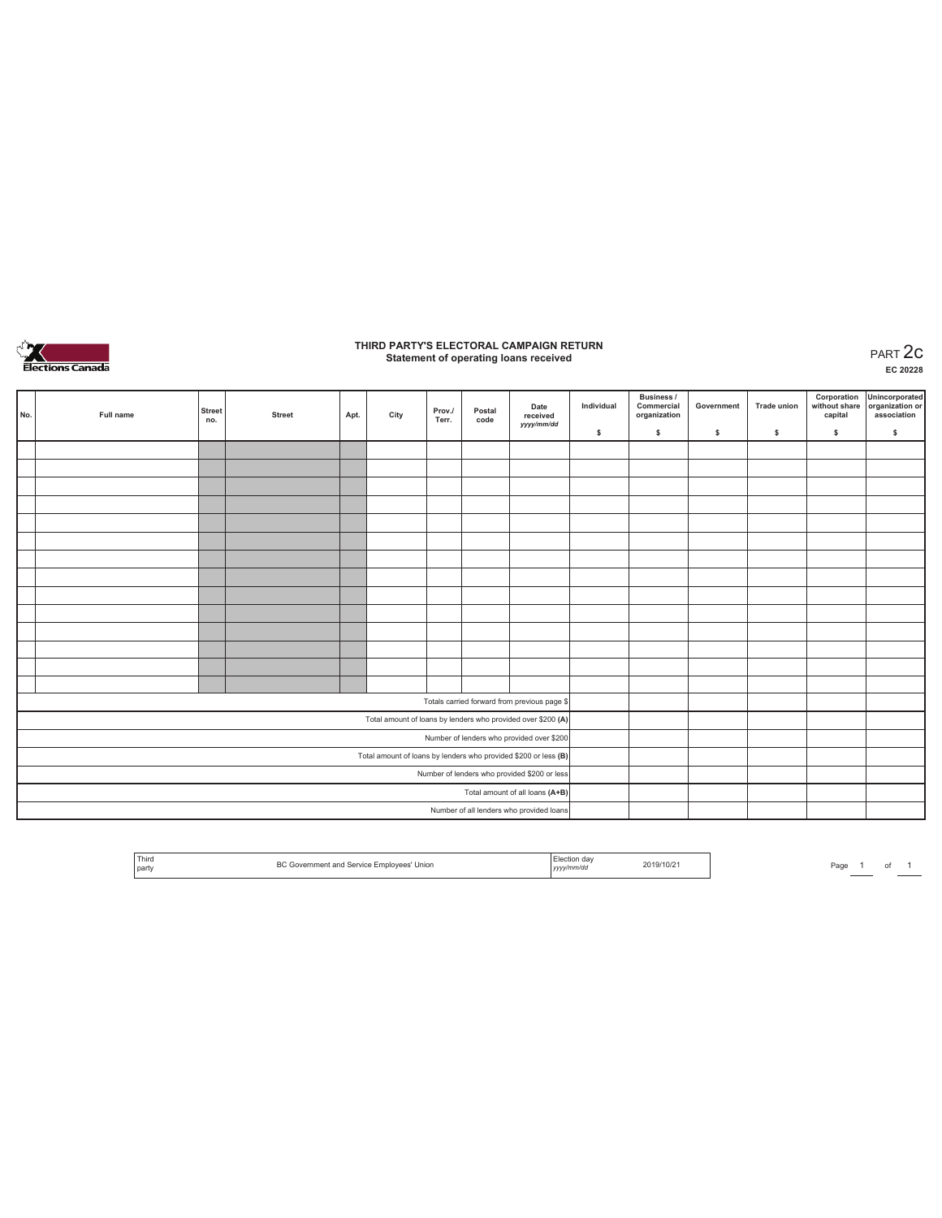# THIRD PARTY'S ELECTORAL CAMPAIGN RETURN
## Statement of operating loans received

PART 2c
EC 20228

| No. | Full name | Street no. | Street | Apt. | City | Prov./ Terr. | Postal code | Date received yyyy/mm/dd | Individual $ | Business / Commercial organization $ | Government $ | Trade union $ | Corporation without share capital $ | Unincorporated organization or association $ |
|---|---|---|---|---|---|---|---|---|---|---|---|---|---|---|
| | | | | | | | | | | | | | | |
| | | | | | | | | | | | | | | |
| | | | | | | | | | | | | | | |
| | | | | | | | | | | | | | | |
| | | | | | | | | | | | | | | |
| | | | | | | | | | | | | | | |
| | | | | | | | | | | | | | | |
| | | | | | | | | | | | | | | |
| | | | | | | | | | | | | | | |
| | | | | | | | | | | | | | | |
| | | | | | | | | | | | | | | |
| | | | | | | | | | | | | | | |
| | | | | | | | | | | | | | | |
| | | | | | | | | | | | | | | |
| | | | | | | | Totals carried forward from previous page $ | | | | | | | |
| | | | | | | | Total amount of loans by lenders who provided over $200 (A) | | | | | | | |
| | | | | | | | Number of lenders who provided over $200 | | | | | | | |
| | | | | | | | Total amount of loans by lenders who provided $200 or less (B) | | | | | | | |
| | | | | | | | Number of lenders who provided $200 or less | | | | | | | |
| | | | | | | | Total amount of all loans (A+B) | | | | | | | |
| | | | | | | | Number of all lenders who provided loans | | | | | | | |

| Third party | BC Government and Service Employees' Union | Election day yyyy/mm/dd | 2019/10/21 |
|---|---|---|---|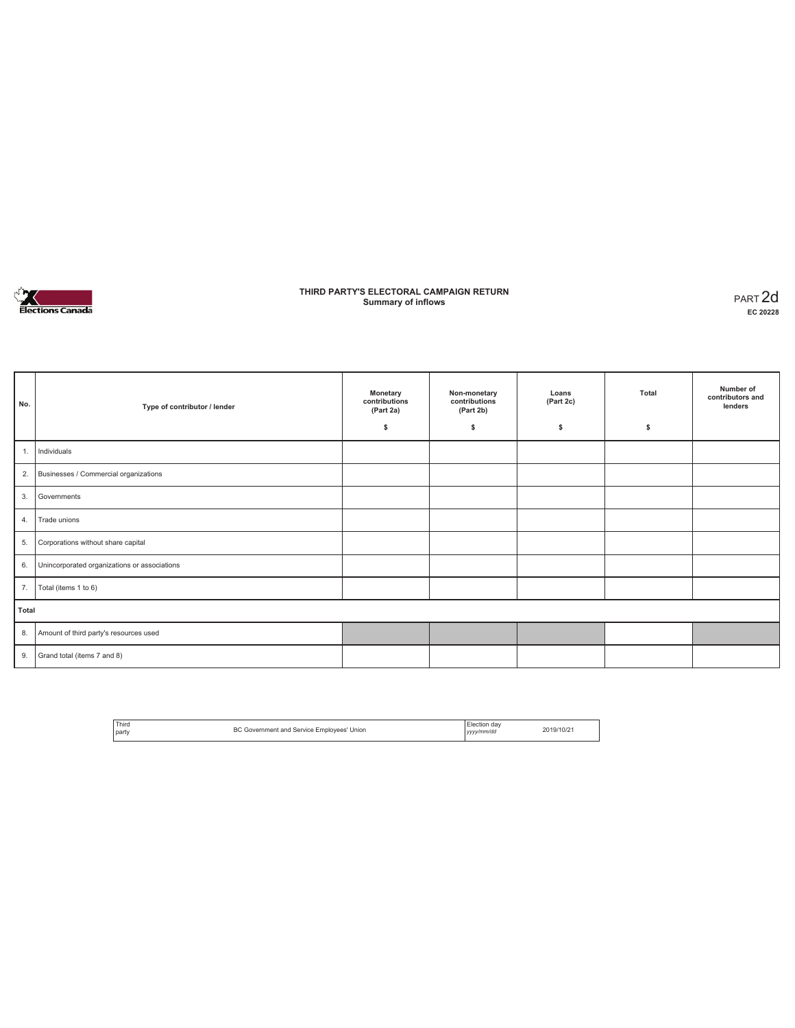# THIRD PARTY'S ELECTORAL CAMPAIGN RETURN
## Summary of inflows

PART 2d
**EC 20228**

| No. | Type of contributor / lender | Monetary contributions (Part 2a) $ | Non-monetary contributions (Part 2b) $ | Loans (Part 2c) $ | Total $ | Number of contributors and lenders |
|---|---|---|---|---|---|---|
| 1. | Individuals | | | | | |
| 2. | Businesses / Commercial organizations | | | | | |
| 3. | Governments | | | | | |
| 4. | Trade unions | | | | | |
| 5. | Corporations without share capital | | | | | |
| 6. | Unincorporated organizations or associations | | | | | |
| 7. | Total (items 1 to 6) | | | | | |
| **Total** | | | | | | |
| 8. | Amount of third party's resources used | | | | | |
| 9. | Grand total (items 7 and 8) | | | | | |

| Third party | BC Government and Service Employees' Union | Election day *yyyy/mm/dd* | 2019/10/21 |
|---|---|---|---|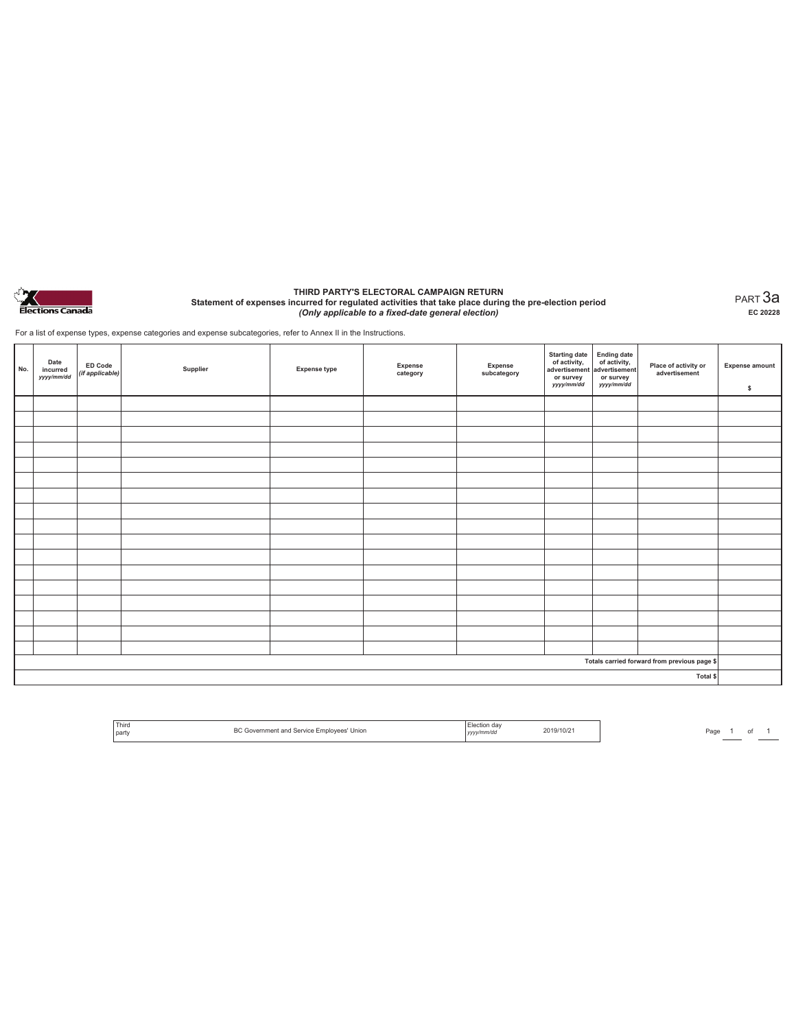Elections Canada

# THIRD PARTY'S ELECTORAL CAMPAIGN RETURN

## Statement of expenses incurred for regulated activities that take place during the pre-election period

*(Only applicable to a fixed-date general election)*

PART 3a

EC 20228

For a list of expense types, expense categories and expense subcategories, refer to Annex II in the Instructions.

| No. | Date incurred *yyyy/mm/dd* | ED Code *(if applicable)* | Supplier | Expense type | Expense category | Expense subcategory | Starting date of activity, advertisement or survey *yyyy/mm/dd* | Ending date of activity, advertisement or survey *yyyy/mm/dd* | Place of activity or advertisement | Expense amount $ |
|---|---|---|---|---|---|---|---|---|---|---|
| | | | | | | | | | | |
| | | | | | | | | | | |
| | | | | | | | | | | |
| | | | | | | | | | | |
| | | | | | | | | | | |
| | | | | | | | | | | |
| | | | | | | | | | | |
| | | | | | | | | | | |
| | | | | | | | | | | |
| | | | | | | | | | | |
| | | | | | | | | | | |
| | | | | | | | | | | |
| | | | | | | | | | | |
| | | | | | | | | | | |
| | | | | | | | | | | |
| | | | | | | | | | | |
| | | | | | | | | | | |
| | | | | | | | | | Totals carried forward from previous page $ | |
| | | | | | | | | | Total $ | |

| Third party | BC Government and Service Employees' Union | Election day *yyyy/mm/dd* | 2019/10/21 |
|---|---|---|---|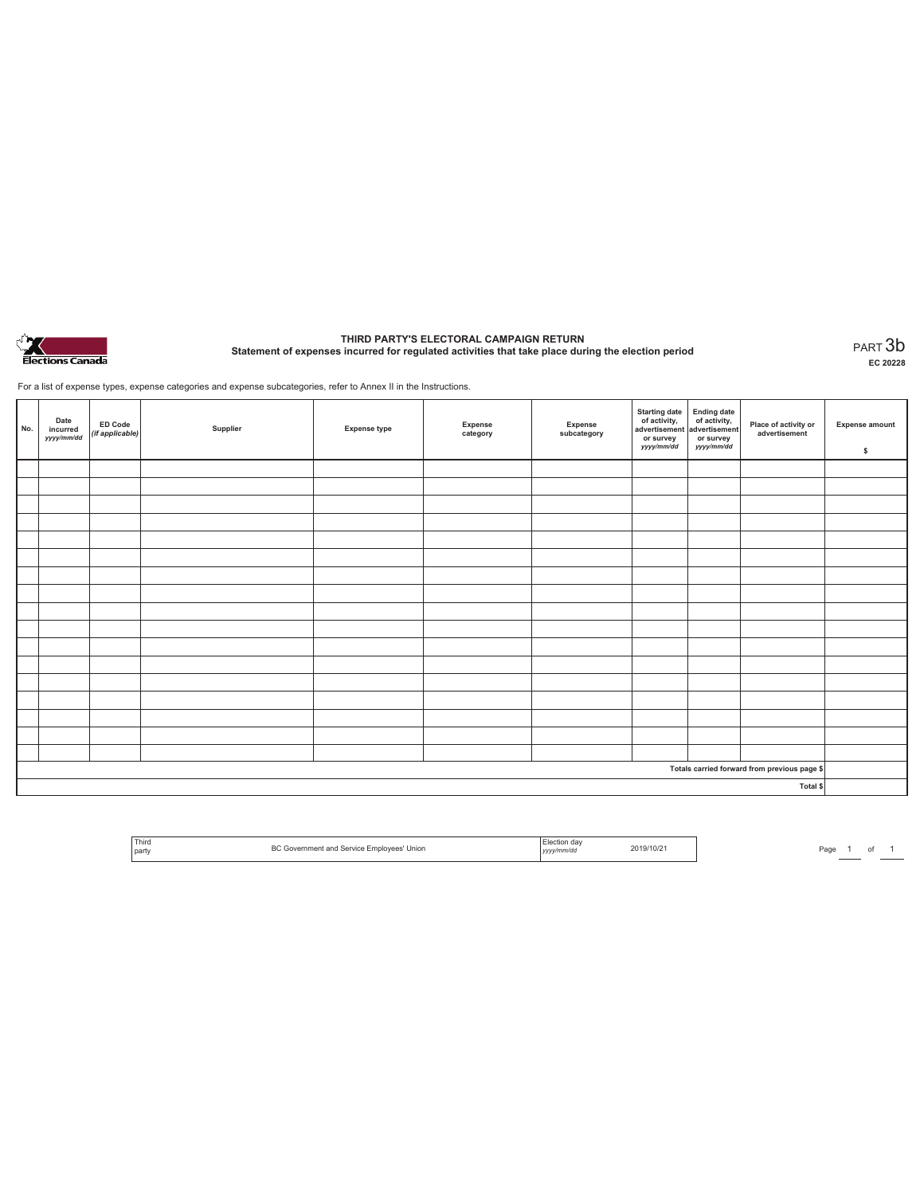# THIRD PARTY'S ELECTORAL CAMPAIGN RETURN

## Statement of expenses incurred for regulated activities that take place during the election period

PART 3b

EC 20228

For a list of expense types, expense categories and expense subcategories, refer to Annex II in the Instructions.

| No. | Date incurred *yyyy/mm/dd* | ED Code *(if applicable)* | Supplier | Expense type | Expense category | Expense subcategory | Starting date of activity, advertisement or survey *yyyy/mm/dd* | Ending date of activity, advertisement or survey *yyyy/mm/dd* | Place of activity or advertisement | Expense amount $ |
|---|---|---|---|---|---|---|---|---|---|---|
| | | | | | | | | | | |
| | | | | | | | | | | |
| | | | | | | | | | | |
| | | | | | | | | | | |
| | | | | | | | | | | |
| | | | | | | | | | | |
| | | | | | | | | | | |
| | | | | | | | | | | |
| | | | | | | | | | | |
| | | | | | | | | | | |
| | | | | | | | | | | |
| | | | | | | | | | | |
| | | | | | | | | | | |
| | | | | | | | | | | |
| | | | | | | | | | | |
| | | | | | | | | | | |
| | | | | | | | | | | |
| | | | | | | | | | Totals carried forward from previous page $ | |
| | | | | | | | | | Total $ | |

| Third party | BC Government and Service Employees' Union | Election day *yyyy/mm/dd* | 2019/10/21 |
|---|---|---|---|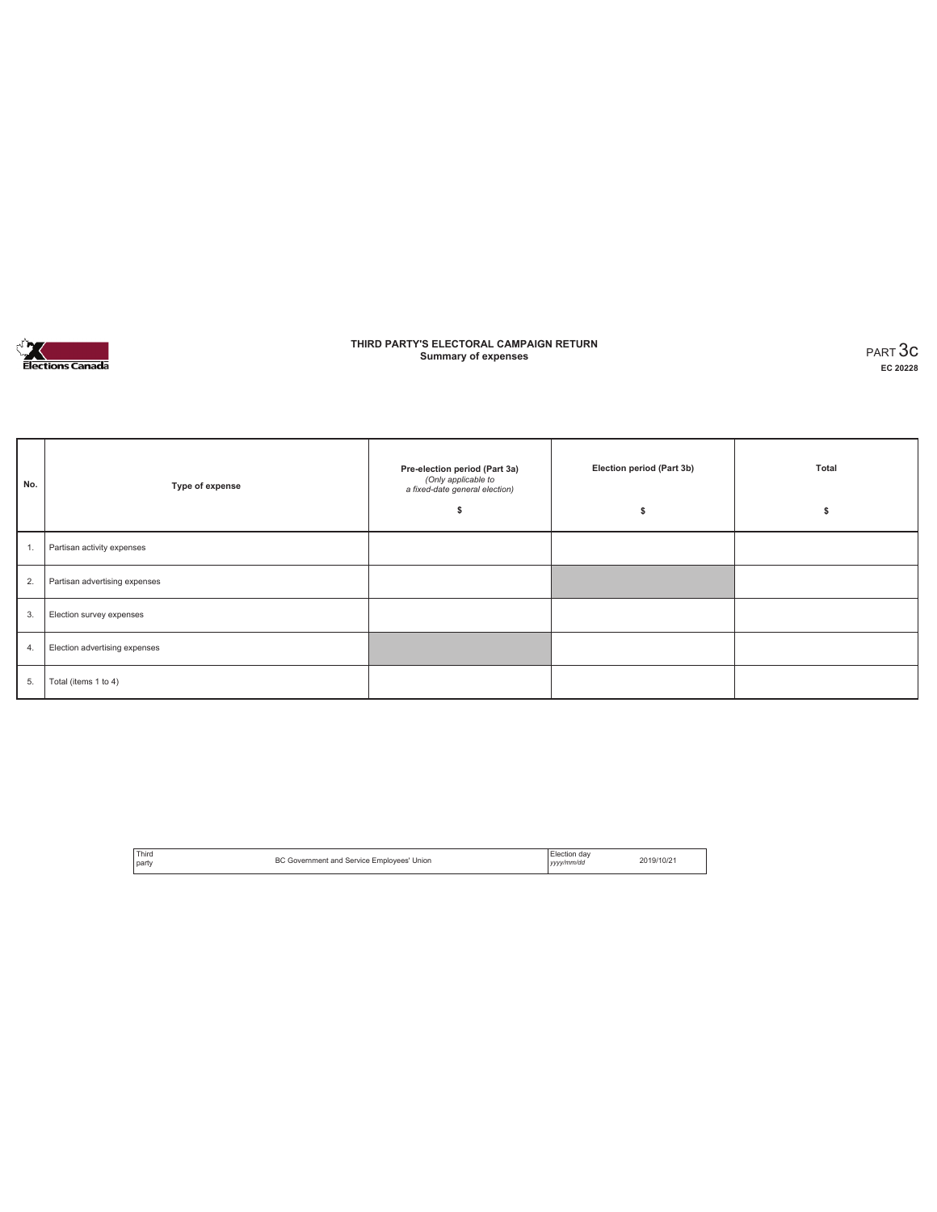# THIRD PARTY'S ELECTORAL CAMPAIGN RETURN
## Summary of expenses

PART 3c
**EC 20228**

| No. | Type of expense | Pre-election period (Part 3a) *(Only applicable to a fixed-date general election)* $ | Election period (Part 3b) $ | Total $ |
|---|---|---|---|---|
| 1. | Partisan activity expenses | | | |
| 2. | Partisan advertising expenses | | | |
| 3. | Election survey expenses | | | |
| 4. | Election advertising expenses | | | |
| 5. | Total (items 1 to 4) | | | |

| Third party | BC Government and Service Employees' Union | Election day *yyyy/mm/dd* | 2019/10/21 |
|---|---|---|---|